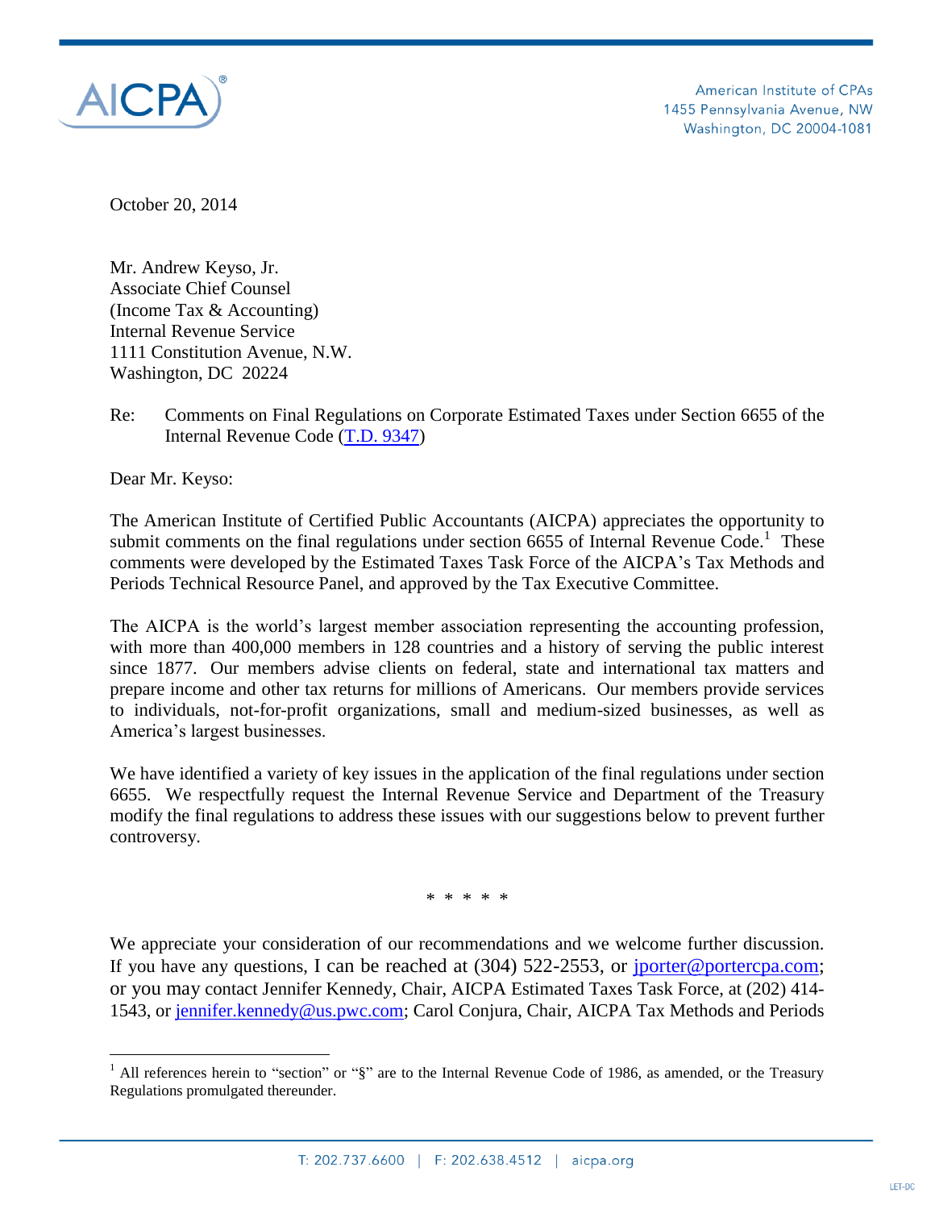American Institute of CPAs
1455 Pennsylvania Avenue, NW
Washington, DC 20004-1081

October 20, 2014

Mr. Andrew Keyso, Jr.
Associate Chief Counsel
(Income Tax & Accounting)
Internal Revenue Service
1111 Constitution Avenue, N.W.
Washington, DC 20224

Re: Comments on Final Regulations on Corporate Estimated Taxes under Section 6655 of the Internal Revenue Code (T.D. 9347)

Dear Mr. Keyso:

The American Institute of Certified Public Accountants (AICPA) appreciates the opportunity to submit comments on the final regulations under section 6655 of Internal Revenue Code.[1] These comments were developed by the Estimated Taxes Task Force of the AICPA's Tax Methods and Periods Technical Resource Panel, and approved by the Tax Executive Committee.

The AICPA is the world's largest member association representing the accounting profession, with more than 400,000 members in 128 countries and a history of serving the public interest since 1877. Our members advise clients on federal, state and international tax matters and prepare income and other tax returns for millions of Americans. Our members provide services to individuals, not-for-profit organizations, small and medium-sized businesses, as well as America's largest businesses.

We have identified a variety of key issues in the application of the final regulations under section 6655. We respectfully request the Internal Revenue Service and Department of the Treasury modify the final regulations to address these issues with our suggestions below to prevent further controversy.

\* \* \* \* \*

We appreciate your consideration of our recommendations and we welcome further discussion. If you have any questions, I can be reached at (304) 522-2553, or jporter@portercpa.com; or you may contact Jennifer Kennedy, Chair, AICPA Estimated Taxes Task Force, at (202) 414-1543, or jennifer.kennedy@us.pwc.com; Carol Conjura, Chair, AICPA Tax Methods and Periods

[1] All references herein to "section" or "§" are to the Internal Revenue Code of 1986, as amended, or the Treasury Regulations promulgated thereunder.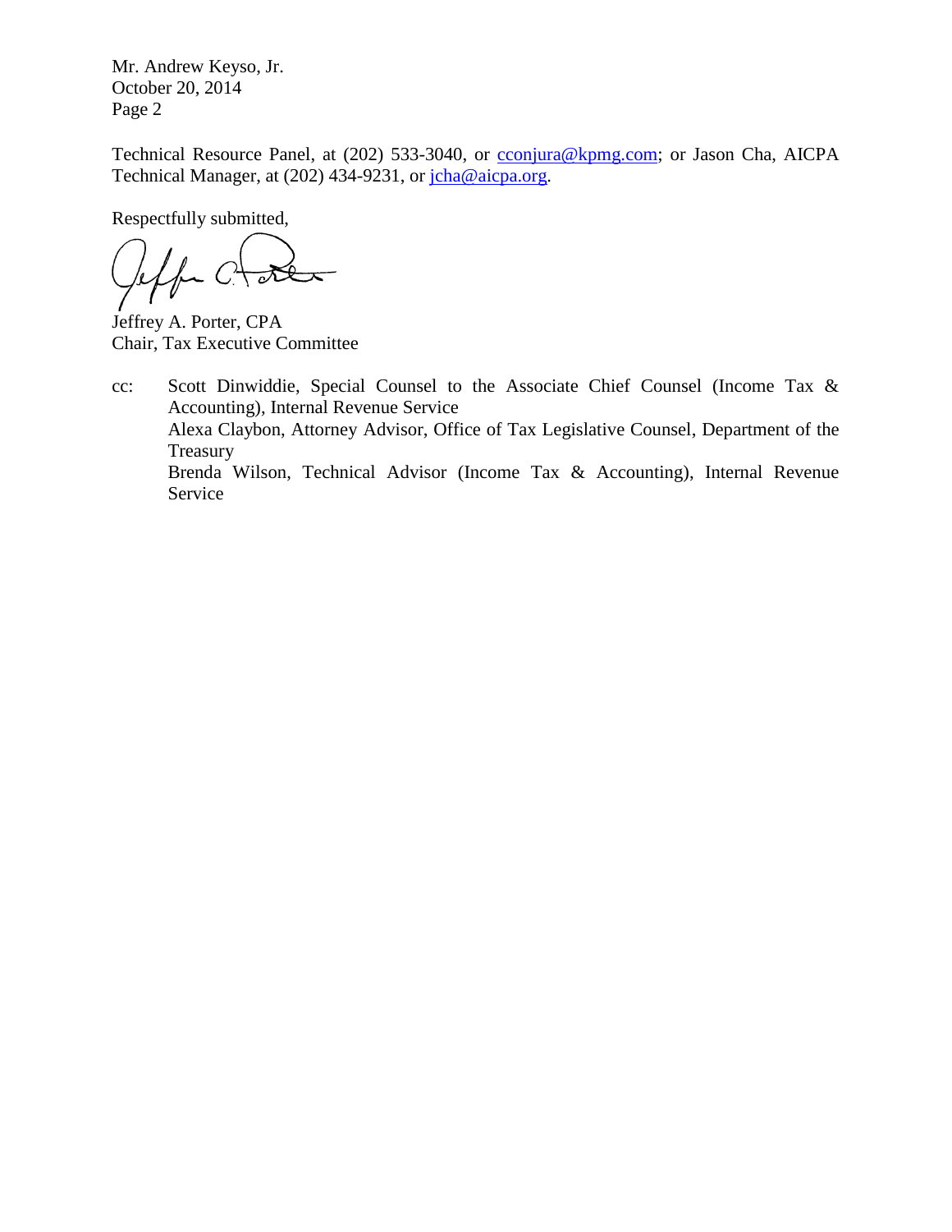Technical Resource Panel, at (202) 533-3040, or cconjura@kpmg.com; or Jason Cha, AICPA Technical Manager, at (202) 434-9231, or jcha@aicpa.org.

Respectfully submitted,

Jeffrey A. Porter, CPA
Chair, Tax Executive Committee

cc: Scott Dinwiddie, Special Counsel to the Associate Chief Counsel (Income Tax & Accounting), Internal Revenue Service
Alexa Claybon, Attorney Advisor, Office of Tax Legislative Counsel, Department of the Treasury
Brenda Wilson, Technical Advisor (Income Tax & Accounting), Internal Revenue Service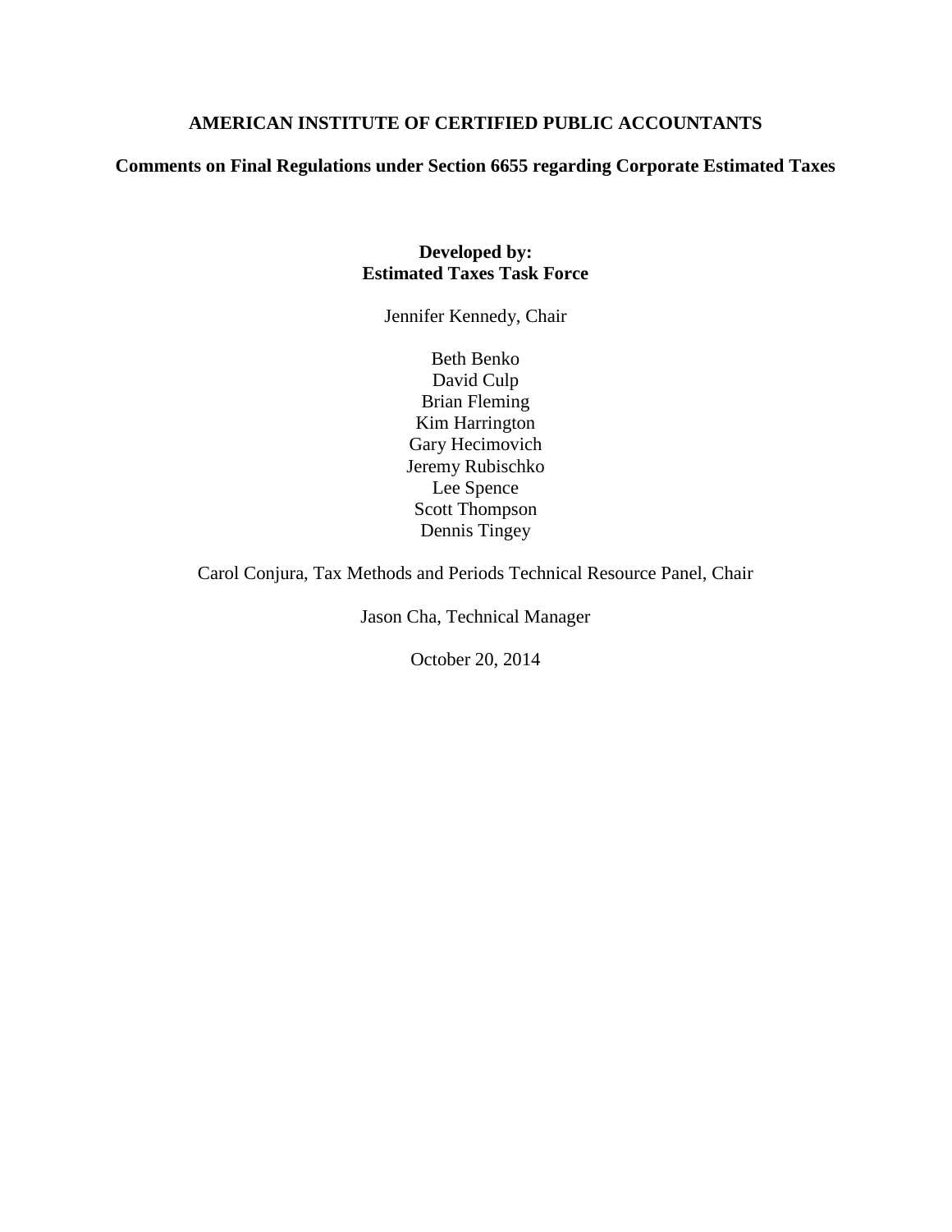**AMERICAN INSTITUTE OF CERTIFIED PUBLIC ACCOUNTANTS**

**Comments on Final Regulations under Section 6655 regarding Corporate Estimated Taxes**

**Developed by:**
**Estimated Taxes Task Force**

Jennifer Kennedy, Chair

Beth Benko
David Culp
Brian Fleming
Kim Harrington
Gary Hecimovich
Jeremy Rubischko
Lee Spence
Scott Thompson
Dennis Tingey

Carol Conjura, Tax Methods and Periods Technical Resource Panel, Chair

Jason Cha, Technical Manager

October 20, 2014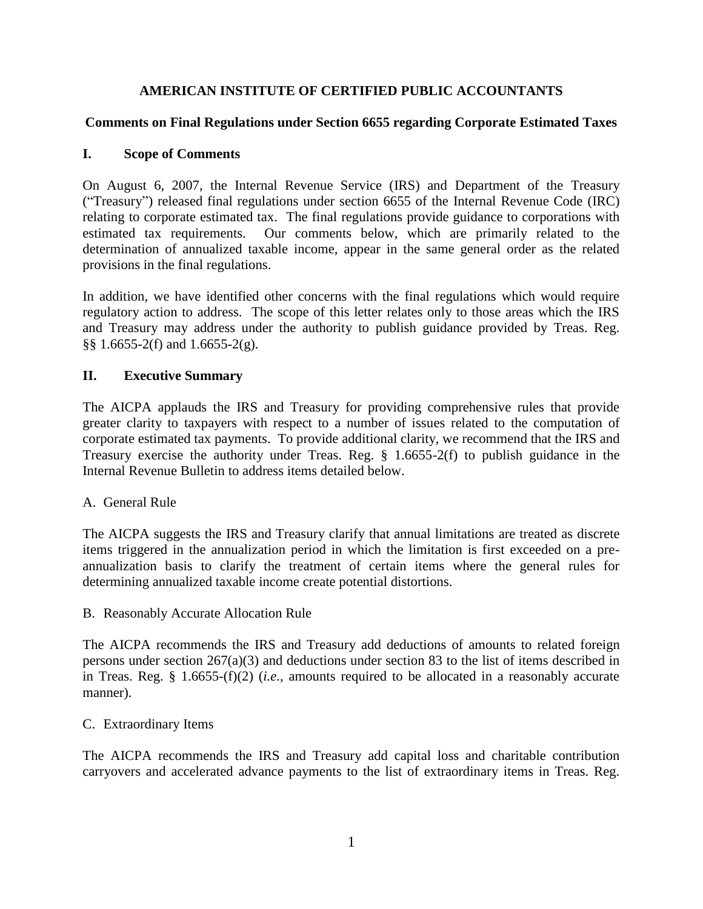**AMERICAN INSTITUTE OF CERTIFIED PUBLIC ACCOUNTANTS**

**Comments on Final Regulations under Section 6655 regarding Corporate Estimated Taxes**

## I. Scope of Comments

On August 6, 2007, the Internal Revenue Service (IRS) and Department of the Treasury ("Treasury") released final regulations under section 6655 of the Internal Revenue Code (IRC) relating to corporate estimated tax. The final regulations provide guidance to corporations with estimated tax requirements. Our comments below, which are primarily related to the determination of annualized taxable income, appear in the same general order as the related provisions in the final regulations.

In addition, we have identified other concerns with the final regulations which would require regulatory action to address. The scope of this letter relates only to those areas which the IRS and Treasury may address under the authority to publish guidance provided by Treas. Reg. §§ 1.6655-2(f) and 1.6655-2(g).

## II. Executive Summary

The AICPA applauds the IRS and Treasury for providing comprehensive rules that provide greater clarity to taxpayers with respect to a number of issues related to the computation of corporate estimated tax payments. To provide additional clarity, we recommend that the IRS and Treasury exercise the authority under Treas. Reg. § 1.6655-2(f) to publish guidance in the Internal Revenue Bulletin to address items detailed below.

A. General Rule

The AICPA suggests the IRS and Treasury clarify that annual limitations are treated as discrete items triggered in the annualization period in which the limitation is first exceeded on a pre-annualization basis to clarify the treatment of certain items where the general rules for determining annualized taxable income create potential distortions.

B. Reasonably Accurate Allocation Rule

The AICPA recommends the IRS and Treasury add deductions of amounts to related foreign persons under section 267(a)(3) and deductions under section 83 to the list of items described in in Treas. Reg. § 1.6655-(f)(2) (*i.e.*, amounts required to be allocated in a reasonably accurate manner).

C. Extraordinary Items

The AICPA recommends the IRS and Treasury add capital loss and charitable contribution carryovers and accelerated advance payments to the list of extraordinary items in Treas. Reg.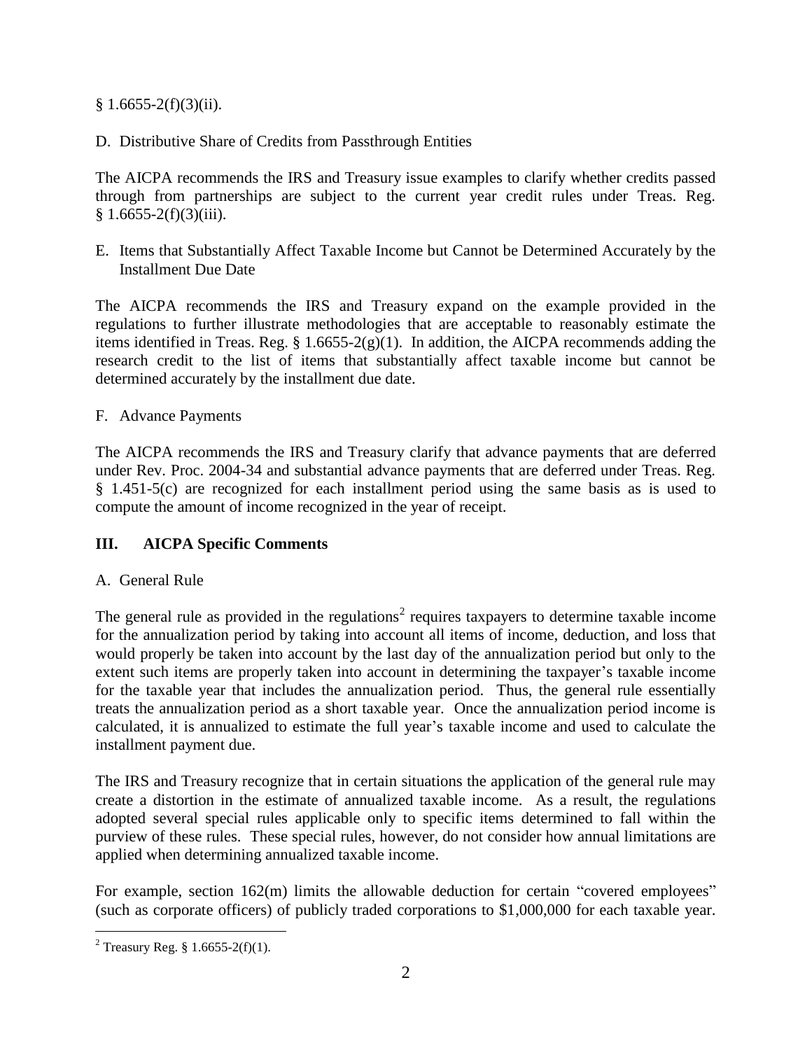§ 1.6655-2(f)(3)(ii).

D. Distributive Share of Credits from Passthrough Entities

The AICPA recommends the IRS and Treasury issue examples to clarify whether credits passed through from partnerships are subject to the current year credit rules under Treas. Reg. § 1.6655-2(f)(3)(iii).

E. Items that Substantially Affect Taxable Income but Cannot be Determined Accurately by the Installment Due Date

The AICPA recommends the IRS and Treasury expand on the example provided in the regulations to further illustrate methodologies that are acceptable to reasonably estimate the items identified in Treas. Reg. § 1.6655-2(g)(1). In addition, the AICPA recommends adding the research credit to the list of items that substantially affect taxable income but cannot be determined accurately by the installment due date.

F. Advance Payments

The AICPA recommends the IRS and Treasury clarify that advance payments that are deferred under Rev. Proc. 2004-34 and substantial advance payments that are deferred under Treas. Reg. § 1.451-5(c) are recognized for each installment period using the same basis as is used to compute the amount of income recognized in the year of receipt.

## III. AICPA Specific Comments

A. General Rule

The general rule as provided in the regulations[2] requires taxpayers to determine taxable income for the annualization period by taking into account all items of income, deduction, and loss that would properly be taken into account by the last day of the annualization period but only to the extent such items are properly taken into account in determining the taxpayer's taxable income for the taxable year that includes the annualization period. Thus, the general rule essentially treats the annualization period as a short taxable year. Once the annualization period income is calculated, it is annualized to estimate the full year's taxable income and used to calculate the installment payment due.

The IRS and Treasury recognize that in certain situations the application of the general rule may create a distortion in the estimate of annualized taxable income. As a result, the regulations adopted several special rules applicable only to specific items determined to fall within the purview of these rules. These special rules, however, do not consider how annual limitations are applied when determining annualized taxable income.

For example, section 162(m) limits the allowable deduction for certain "covered employees" (such as corporate officers) of publicly traded corporations to $1,000,000 for each taxable year.

[2] Treasury Reg. § 1.6655-2(f)(1).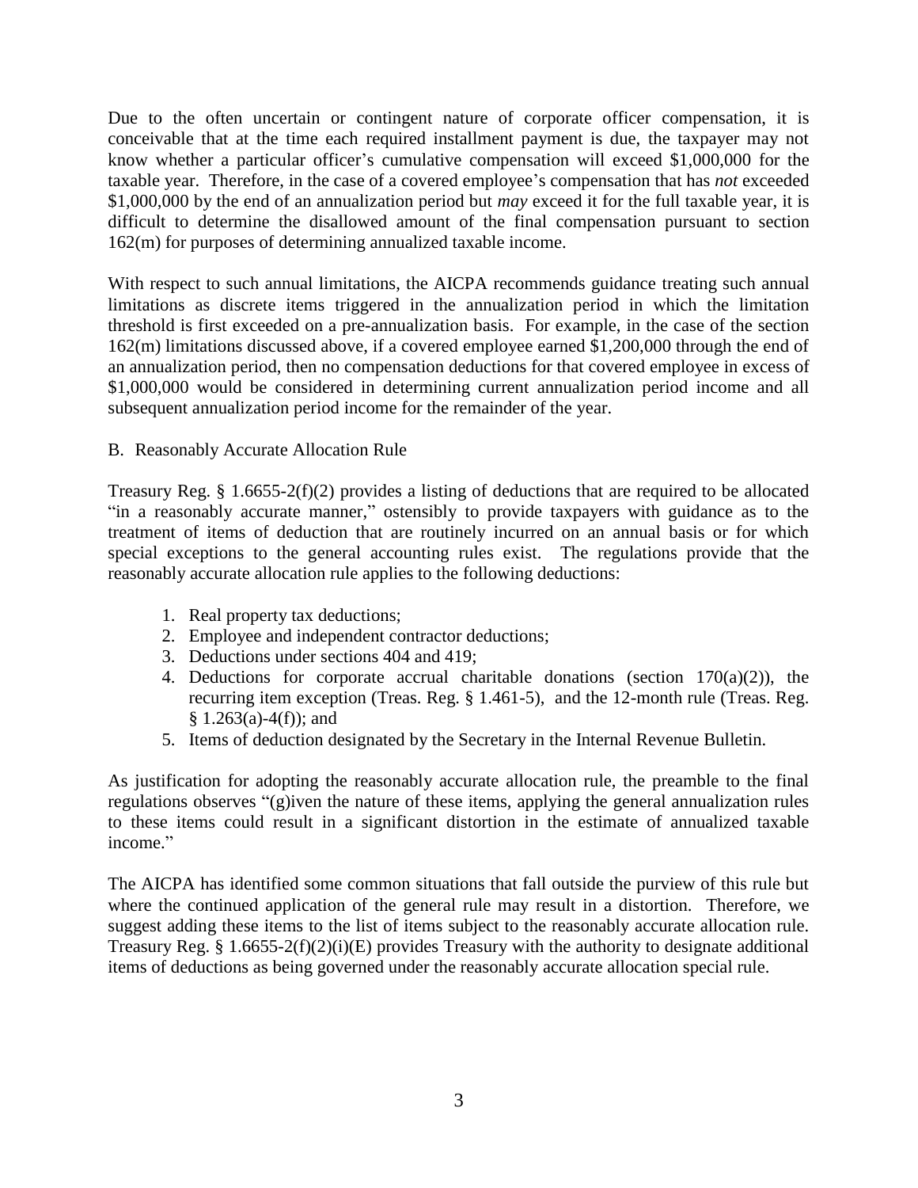Due to the often uncertain or contingent nature of corporate officer compensation, it is conceivable that at the time each required installment payment is due, the taxpayer may not know whether a particular officer's cumulative compensation will exceed $1,000,000 for the taxable year. Therefore, in the case of a covered employee's compensation that has *not* exceeded $1,000,000 by the end of an annualization period but *may* exceed it for the full taxable year, it is difficult to determine the disallowed amount of the final compensation pursuant to section 162(m) for purposes of determining annualized taxable income.

With respect to such annual limitations, the AICPA recommends guidance treating such annual limitations as discrete items triggered in the annualization period in which the limitation threshold is first exceeded on a pre-annualization basis. For example, in the case of the section 162(m) limitations discussed above, if a covered employee earned $1,200,000 through the end of an annualization period, then no compensation deductions for that covered employee in excess of $1,000,000 would be considered in determining current annualization period income and all subsequent annualization period income for the remainder of the year.

B. Reasonably Accurate Allocation Rule

Treasury Reg. § 1.6655-2(f)(2) provides a listing of deductions that are required to be allocated "in a reasonably accurate manner," ostensibly to provide taxpayers with guidance as to the treatment of items of deduction that are routinely incurred on an annual basis or for which special exceptions to the general accounting rules exist. The regulations provide that the reasonably accurate allocation rule applies to the following deductions:

1. Real property tax deductions;
2. Employee and independent contractor deductions;
3. Deductions under sections 404 and 419;
4. Deductions for corporate accrual charitable donations (section 170(a)(2)), the recurring item exception (Treas. Reg. § 1.461-5), and the 12-month rule (Treas. Reg. § 1.263(a)-4(f)); and
5. Items of deduction designated by the Secretary in the Internal Revenue Bulletin.

As justification for adopting the reasonably accurate allocation rule, the preamble to the final regulations observes "(g)iven the nature of these items, applying the general annualization rules to these items could result in a significant distortion in the estimate of annualized taxable income."

The AICPA has identified some common situations that fall outside the purview of this rule but where the continued application of the general rule may result in a distortion. Therefore, we suggest adding these items to the list of items subject to the reasonably accurate allocation rule. Treasury Reg. § 1.6655-2(f)(2)(i)(E) provides Treasury with the authority to designate additional items of deductions as being governed under the reasonably accurate allocation special rule.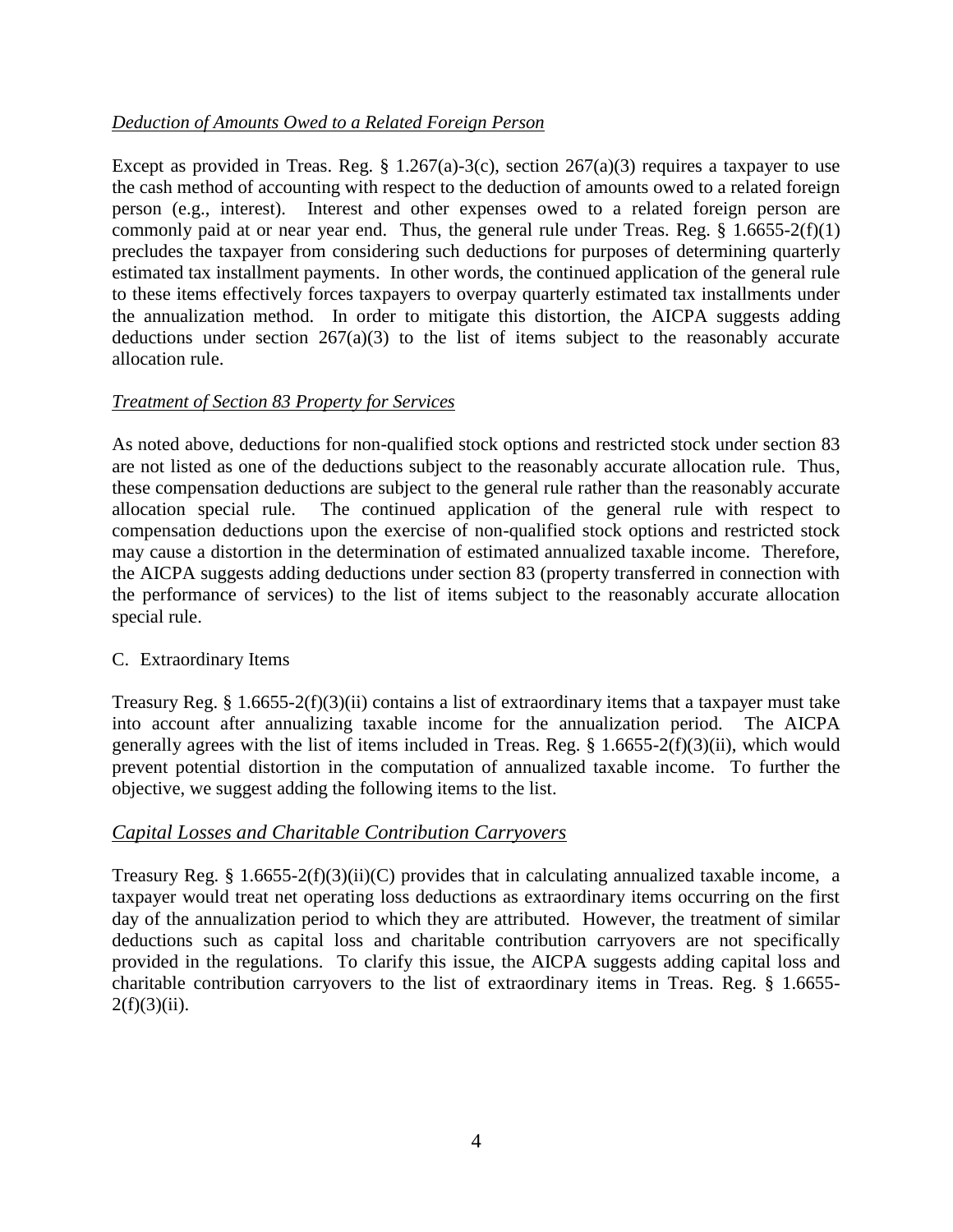*Deduction of Amounts Owed to a Related Foreign Person*

Except as provided in Treas. Reg. § 1.267(a)-3(c), section 267(a)(3) requires a taxpayer to use the cash method of accounting with respect to the deduction of amounts owed to a related foreign person (e.g., interest). Interest and other expenses owed to a related foreign person are commonly paid at or near year end. Thus, the general rule under Treas. Reg. § 1.6655-2(f)(1) precludes the taxpayer from considering such deductions for purposes of determining quarterly estimated tax installment payments. In other words, the continued application of the general rule to these items effectively forces taxpayers to overpay quarterly estimated tax installments under the annualization method. In order to mitigate this distortion, the AICPA suggests adding deductions under section 267(a)(3) to the list of items subject to the reasonably accurate allocation rule.

*Treatment of Section 83 Property for Services*

As noted above, deductions for non-qualified stock options and restricted stock under section 83 are not listed as one of the deductions subject to the reasonably accurate allocation rule. Thus, these compensation deductions are subject to the general rule rather than the reasonably accurate allocation special rule. The continued application of the general rule with respect to compensation deductions upon the exercise of non-qualified stock options and restricted stock may cause a distortion in the determination of estimated annualized taxable income. Therefore, the AICPA suggests adding deductions under section 83 (property transferred in connection with the performance of services) to the list of items subject to the reasonably accurate allocation special rule.

C. Extraordinary Items

Treasury Reg. § 1.6655-2(f)(3)(ii) contains a list of extraordinary items that a taxpayer must take into account after annualizing taxable income for the annualization period. The AICPA generally agrees with the list of items included in Treas. Reg. § 1.6655-2(f)(3)(ii), which would prevent potential distortion in the computation of annualized taxable income. To further the objective, we suggest adding the following items to the list.

*Capital Losses and Charitable Contribution Carryovers*

Treasury Reg. § 1.6655-2(f)(3)(ii)(C) provides that in calculating annualized taxable income, a taxpayer would treat net operating loss deductions as extraordinary items occurring on the first day of the annualization period to which they are attributed. However, the treatment of similar deductions such as capital loss and charitable contribution carryovers are not specifically provided in the regulations. To clarify this issue, the AICPA suggests adding capital loss and charitable contribution carryovers to the list of extraordinary items in Treas. Reg. § 1.6655-2(f)(3)(ii).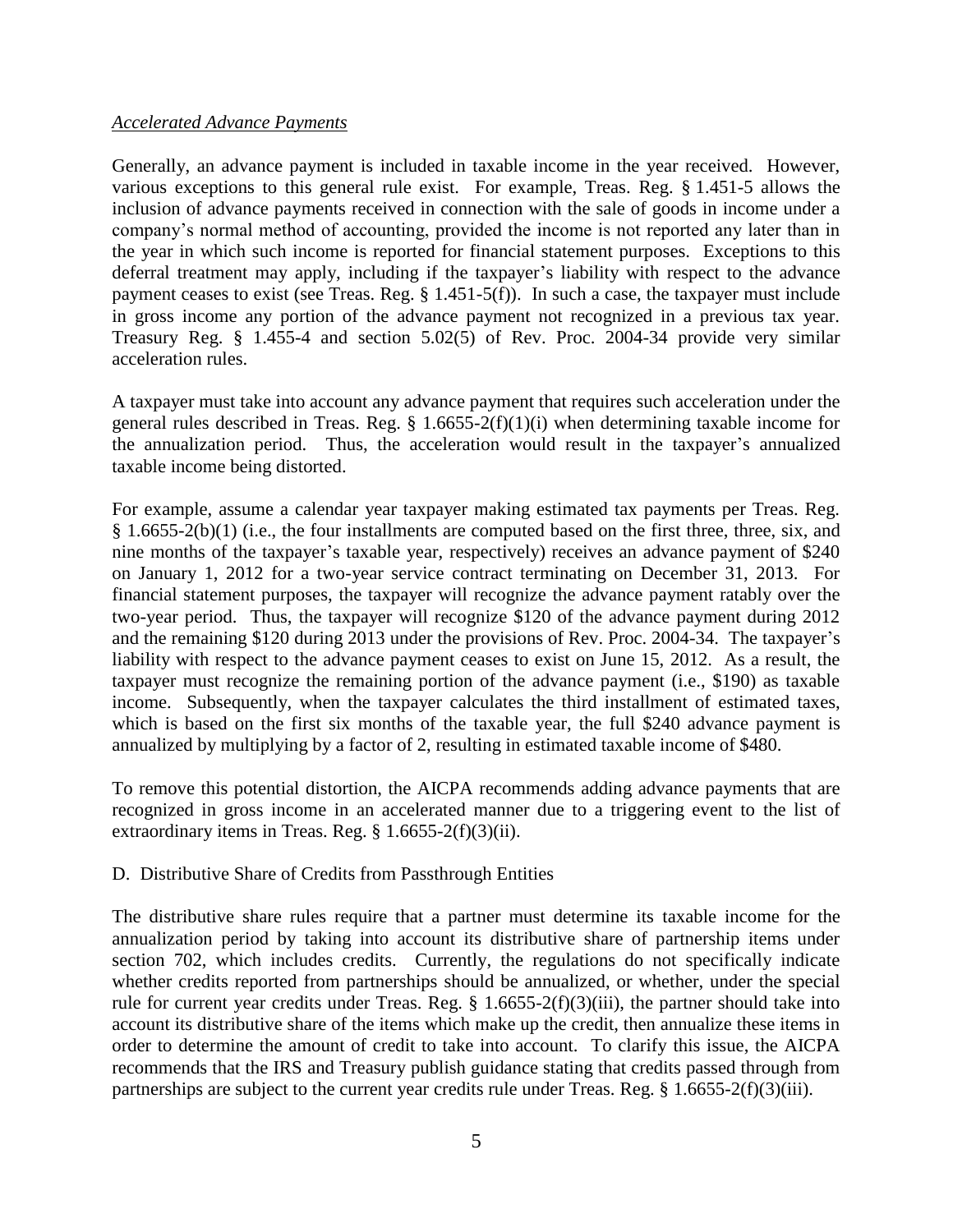*Accelerated Advance Payments*

Generally, an advance payment is included in taxable income in the year received. However, various exceptions to this general rule exist. For example, Treas. Reg. § 1.451-5 allows the inclusion of advance payments received in connection with the sale of goods in income under a company's normal method of accounting, provided the income is not reported any later than in the year in which such income is reported for financial statement purposes. Exceptions to this deferral treatment may apply, including if the taxpayer's liability with respect to the advance payment ceases to exist (see Treas. Reg. § 1.451-5(f)). In such a case, the taxpayer must include in gross income any portion of the advance payment not recognized in a previous tax year. Treasury Reg. § 1.455-4 and section 5.02(5) of Rev. Proc. 2004-34 provide very similar acceleration rules.

A taxpayer must take into account any advance payment that requires such acceleration under the general rules described in Treas. Reg. § 1.6655-2(f)(1)(i) when determining taxable income for the annualization period. Thus, the acceleration would result in the taxpayer's annualized taxable income being distorted.

For example, assume a calendar year taxpayer making estimated tax payments per Treas. Reg. § 1.6655-2(b)(1) (i.e., the four installments are computed based on the first three, three, six, and nine months of the taxpayer's taxable year, respectively) receives an advance payment of $240 on January 1, 2012 for a two-year service contract terminating on December 31, 2013. For financial statement purposes, the taxpayer will recognize the advance payment ratably over the two-year period. Thus, the taxpayer will recognize $120 of the advance payment during 2012 and the remaining $120 during 2013 under the provisions of Rev. Proc. 2004-34. The taxpayer's liability with respect to the advance payment ceases to exist on June 15, 2012. As a result, the taxpayer must recognize the remaining portion of the advance payment (i.e., $190) as taxable income. Subsequently, when the taxpayer calculates the third installment of estimated taxes, which is based on the first six months of the taxable year, the full $240 advance payment is annualized by multiplying by a factor of 2, resulting in estimated taxable income of $480.

To remove this potential distortion, the AICPA recommends adding advance payments that are recognized in gross income in an accelerated manner due to a triggering event to the list of extraordinary items in Treas. Reg. § 1.6655-2(f)(3)(ii).

D. Distributive Share of Credits from Passthrough Entities

The distributive share rules require that a partner must determine its taxable income for the annualization period by taking into account its distributive share of partnership items under section 702, which includes credits. Currently, the regulations do not specifically indicate whether credits reported from partnerships should be annualized, or whether, under the special rule for current year credits under Treas. Reg. § 1.6655-2(f)(3)(iii), the partner should take into account its distributive share of the items which make up the credit, then annualize these items in order to determine the amount of credit to take into account. To clarify this issue, the AICPA recommends that the IRS and Treasury publish guidance stating that credits passed through from partnerships are subject to the current year credits rule under Treas. Reg. § 1.6655-2(f)(3)(iii).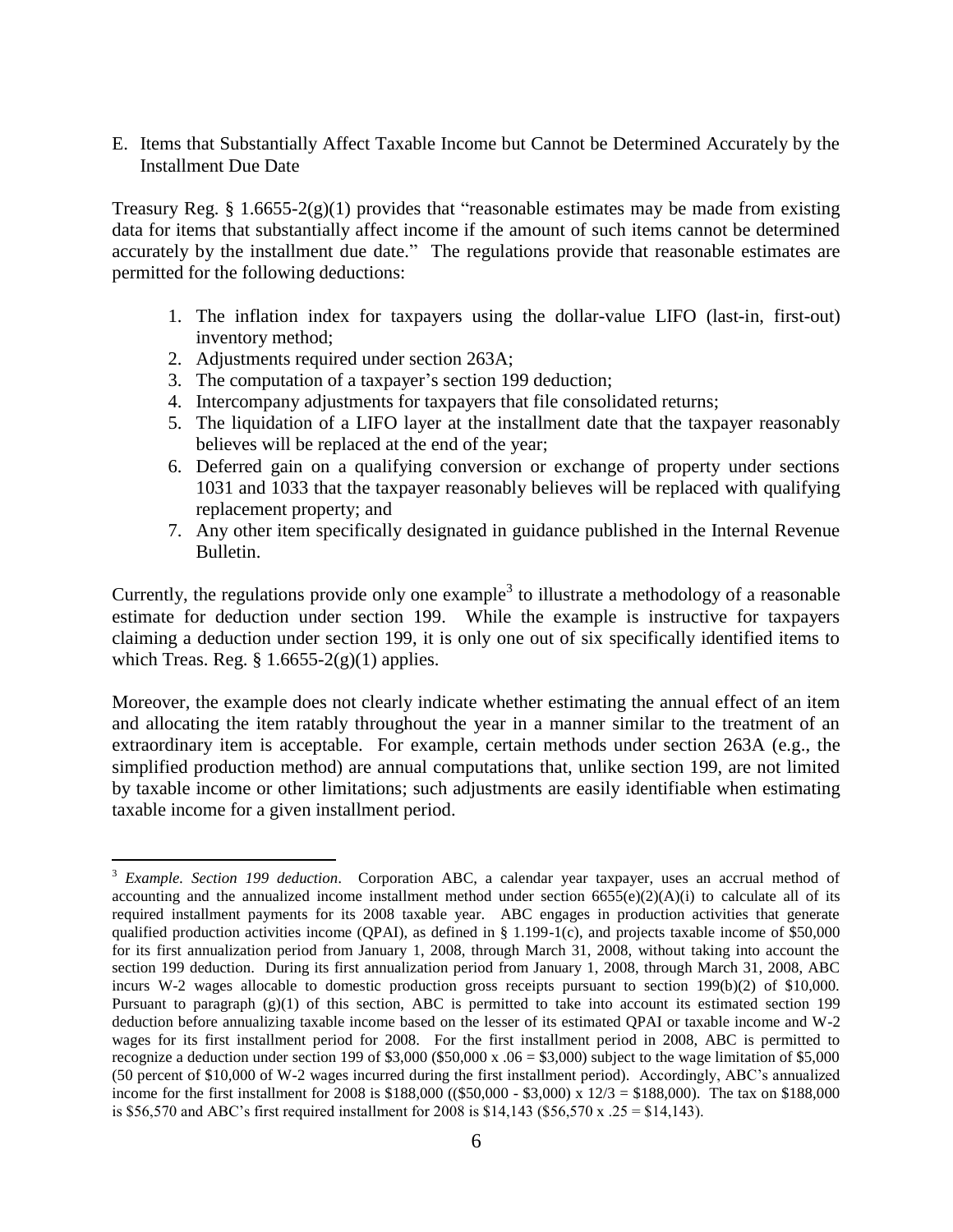E. Items that Substantially Affect Taxable Income but Cannot be Determined Accurately by the Installment Due Date

Treasury Reg. § 1.6655-2(g)(1) provides that "reasonable estimates may be made from existing data for items that substantially affect income if the amount of such items cannot be determined accurately by the installment due date." The regulations provide that reasonable estimates are permitted for the following deductions:

1. The inflation index for taxpayers using the dollar-value LIFO (last-in, first-out) inventory method;
2. Adjustments required under section 263A;
3. The computation of a taxpayer's section 199 deduction;
4. Intercompany adjustments for taxpayers that file consolidated returns;
5. The liquidation of a LIFO layer at the installment date that the taxpayer reasonably believes will be replaced at the end of the year;
6. Deferred gain on a qualifying conversion or exchange of property under sections 1031 and 1033 that the taxpayer reasonably believes will be replaced with qualifying replacement property; and
7. Any other item specifically designated in guidance published in the Internal Revenue Bulletin.

Currently, the regulations provide only one example[3] to illustrate a methodology of a reasonable estimate for deduction under section 199. While the example is instructive for taxpayers claiming a deduction under section 199, it is only one out of six specifically identified items to which Treas. Reg. § 1.6655-2(g)(1) applies.

Moreover, the example does not clearly indicate whether estimating the annual effect of an item and allocating the item ratably throughout the year in a manner similar to the treatment of an extraordinary item is acceptable. For example, certain methods under section 263A (e.g., the simplified production method) are annual computations that, unlike section 199, are not limited by taxable income or other limitations; such adjustments are easily identifiable when estimating taxable income for a given installment period.

---

[3] *Example. Section 199 deduction*. Corporation ABC, a calendar year taxpayer, uses an accrual method of accounting and the annualized income installment method under section 6655(e)(2)(A)(i) to calculate all of its required installment payments for its 2008 taxable year. ABC engages in production activities that generate qualified production activities income (QPAI), as defined in § 1.199-1(c), and projects taxable income of $50,000 for its first annualization period from January 1, 2008, through March 31, 2008, without taking into account the section 199 deduction. During its first annualization period from January 1, 2008, through March 31, 2008, ABC incurs W-2 wages allocable to domestic production gross receipts pursuant to section 199(b)(2) of $10,000. Pursuant to paragraph (g)(1) of this section, ABC is permitted to take into account its estimated section 199 deduction before annualizing taxable income based on the lesser of its estimated QPAI or taxable income and W-2 wages for its first installment period for 2008. For the first installment period in 2008, ABC is permitted to recognize a deduction under section 199 of $3,000 ($50,000 x .06 = $3,000) subject to the wage limitation of $5,000 (50 percent of $10,000 of W-2 wages incurred during the first installment period). Accordingly, ABC's annualized income for the first installment for 2008 is $188,000 (($50,000 - $3,000) x 12/3 = $188,000). The tax on $188,000 is $56,570 and ABC's first required installment for 2008 is $14,143 ($56,570 x .25 = $14,143).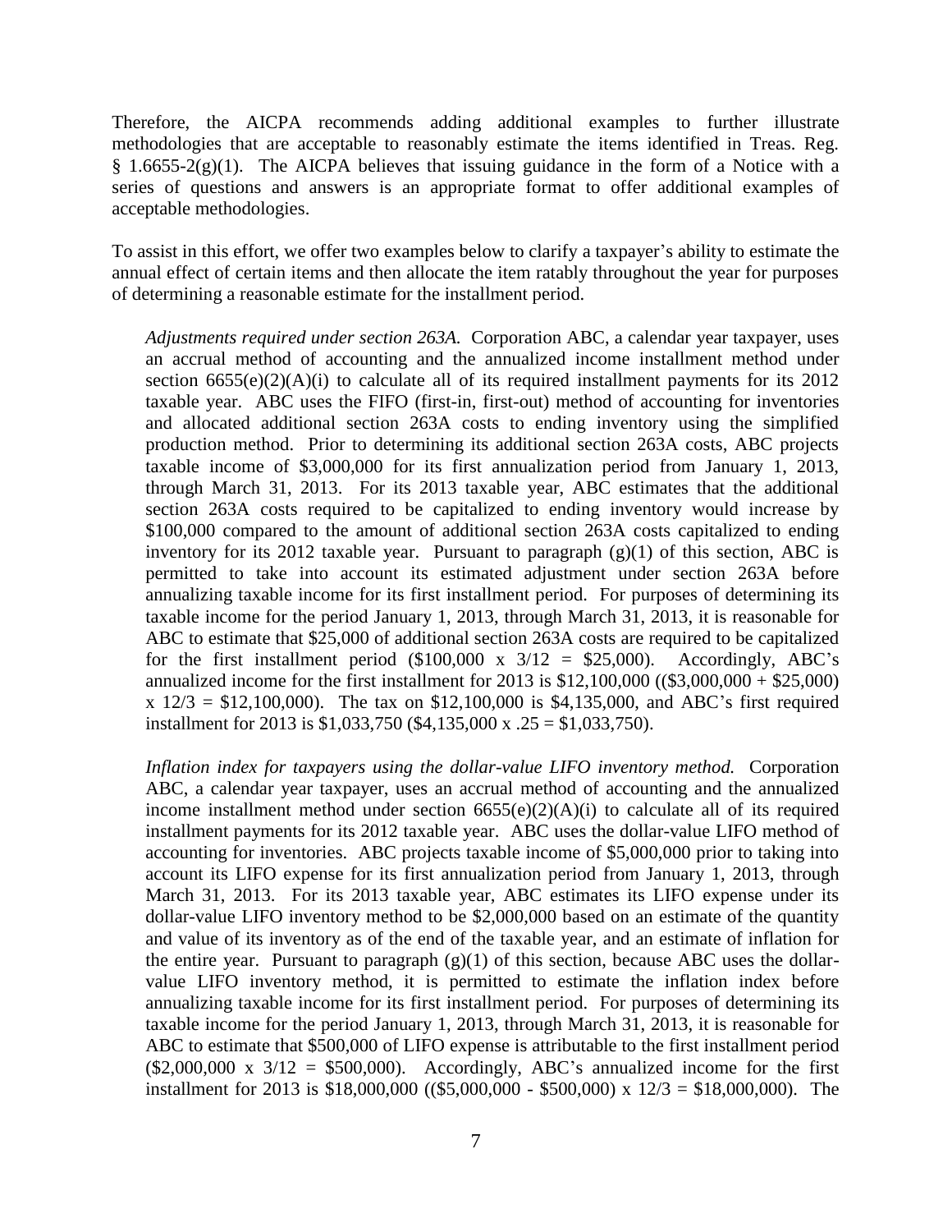Therefore, the AICPA recommends adding additional examples to further illustrate methodologies that are acceptable to reasonably estimate the items identified in Treas. Reg. § 1.6655-2(g)(1). The AICPA believes that issuing guidance in the form of a Notice with a series of questions and answers is an appropriate format to offer additional examples of acceptable methodologies.

To assist in this effort, we offer two examples below to clarify a taxpayer's ability to estimate the annual effect of certain items and then allocate the item ratably throughout the year for purposes of determining a reasonable estimate for the installment period.

> *Adjustments required under section 263A.* Corporation ABC, a calendar year taxpayer, uses an accrual method of accounting and the annualized income installment method under section 6655(e)(2)(A)(i) to calculate all of its required installment payments for its 2012 taxable year. ABC uses the FIFO (first-in, first-out) method of accounting for inventories and allocated additional section 263A costs to ending inventory using the simplified production method. Prior to determining its additional section 263A costs, ABC projects taxable income of \$3,000,000 for its first annualization period from January 1, 2013, through March 31, 2013. For its 2013 taxable year, ABC estimates that the additional section 263A costs required to be capitalized to ending inventory would increase by \$100,000 compared to the amount of additional section 263A costs capitalized to ending inventory for its 2012 taxable year. Pursuant to paragraph (g)(1) of this section, ABC is permitted to take into account its estimated adjustment under section 263A before annualizing taxable income for its first installment period. For purposes of determining its taxable income for the period January 1, 2013, through March 31, 2013, it is reasonable for ABC to estimate that \$25,000 of additional section 263A costs are required to be capitalized for the first installment period (\$100,000 x 3/12 = \$25,000). Accordingly, ABC's annualized income for the first installment for 2013 is \$12,100,000 ((\$3,000,000 + \$25,000) x 12/3 = \$12,100,000). The tax on \$12,100,000 is \$4,135,000, and ABC's first required installment for 2013 is \$1,033,750 (\$4,135,000 x .25 = \$1,033,750).
>
> *Inflation index for taxpayers using the dollar-value LIFO inventory method.* Corporation ABC, a calendar year taxpayer, uses an accrual method of accounting and the annualized income installment method under section 6655(e)(2)(A)(i) to calculate all of its required installment payments for its 2012 taxable year. ABC uses the dollar-value LIFO method of accounting for inventories. ABC projects taxable income of \$5,000,000 prior to taking into account its LIFO expense for its first annualization period from January 1, 2013, through March 31, 2013. For its 2013 taxable year, ABC estimates its LIFO expense under its dollar-value LIFO inventory method to be \$2,000,000 based on an estimate of the quantity and value of its inventory as of the end of the taxable year, and an estimate of inflation for the entire year. Pursuant to paragraph (g)(1) of this section, because ABC uses the dollar-value LIFO inventory method, it is permitted to estimate the inflation index before annualizing taxable income for its first installment period. For purposes of determining its taxable income for the period January 1, 2013, through March 31, 2013, it is reasonable for ABC to estimate that \$500,000 of LIFO expense is attributable to the first installment period (\$2,000,000 x 3/12 = \$500,000). Accordingly, ABC's annualized income for the first installment for 2013 is \$18,000,000 ((\$5,000,000 - \$500,000) x 12/3 = \$18,000,000). The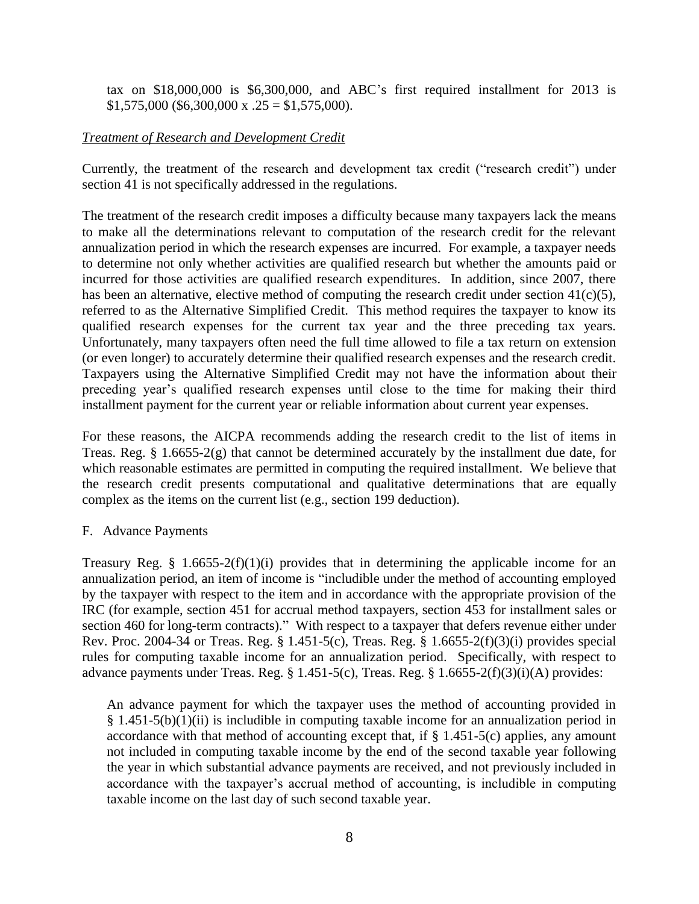tax on $18,000,000 is $6,300,000, and ABC's first required installment for 2013 is $1,575,000 ($6,300,000 x .25 = $1,575,000).

*Treatment of Research and Development Credit*

Currently, the treatment of the research and development tax credit ("research credit") under section 41 is not specifically addressed in the regulations.

The treatment of the research credit imposes a difficulty because many taxpayers lack the means to make all the determinations relevant to computation of the research credit for the relevant annualization period in which the research expenses are incurred. For example, a taxpayer needs to determine not only whether activities are qualified research but whether the amounts paid or incurred for those activities are qualified research expenditures. In addition, since 2007, there has been an alternative, elective method of computing the research credit under section 41(c)(5), referred to as the Alternative Simplified Credit. This method requires the taxpayer to know its qualified research expenses for the current tax year and the three preceding tax years. Unfortunately, many taxpayers often need the full time allowed to file a tax return on extension (or even longer) to accurately determine their qualified research expenses and the research credit. Taxpayers using the Alternative Simplified Credit may not have the information about their preceding year's qualified research expenses until close to the time for making their third installment payment for the current year or reliable information about current year expenses.

For these reasons, the AICPA recommends adding the research credit to the list of items in Treas. Reg. § 1.6655-2(g) that cannot be determined accurately by the installment due date, for which reasonable estimates are permitted in computing the required installment. We believe that the research credit presents computational and qualitative determinations that are equally complex as the items on the current list (e.g., section 199 deduction).

F. Advance Payments

Treasury Reg. § 1.6655-2(f)(1)(i) provides that in determining the applicable income for an annualization period, an item of income is "includible under the method of accounting employed by the taxpayer with respect to the item and in accordance with the appropriate provision of the IRC (for example, section 451 for accrual method taxpayers, section 453 for installment sales or section 460 for long-term contracts)." With respect to a taxpayer that defers revenue either under Rev. Proc. 2004-34 or Treas. Reg. § 1.451-5(c), Treas. Reg. § 1.6655-2(f)(3)(i) provides special rules for computing taxable income for an annualization period. Specifically, with respect to advance payments under Treas. Reg. § 1.451-5(c), Treas. Reg. § 1.6655-2(f)(3)(i)(A) provides:

> An advance payment for which the taxpayer uses the method of accounting provided in § 1.451-5(b)(1)(ii) is includible in computing taxable income for an annualization period in accordance with that method of accounting except that, if § 1.451-5(c) applies, any amount not included in computing taxable income by the end of the second taxable year following the year in which substantial advance payments are received, and not previously included in accordance with the taxpayer's accrual method of accounting, is includible in computing taxable income on the last day of such second taxable year.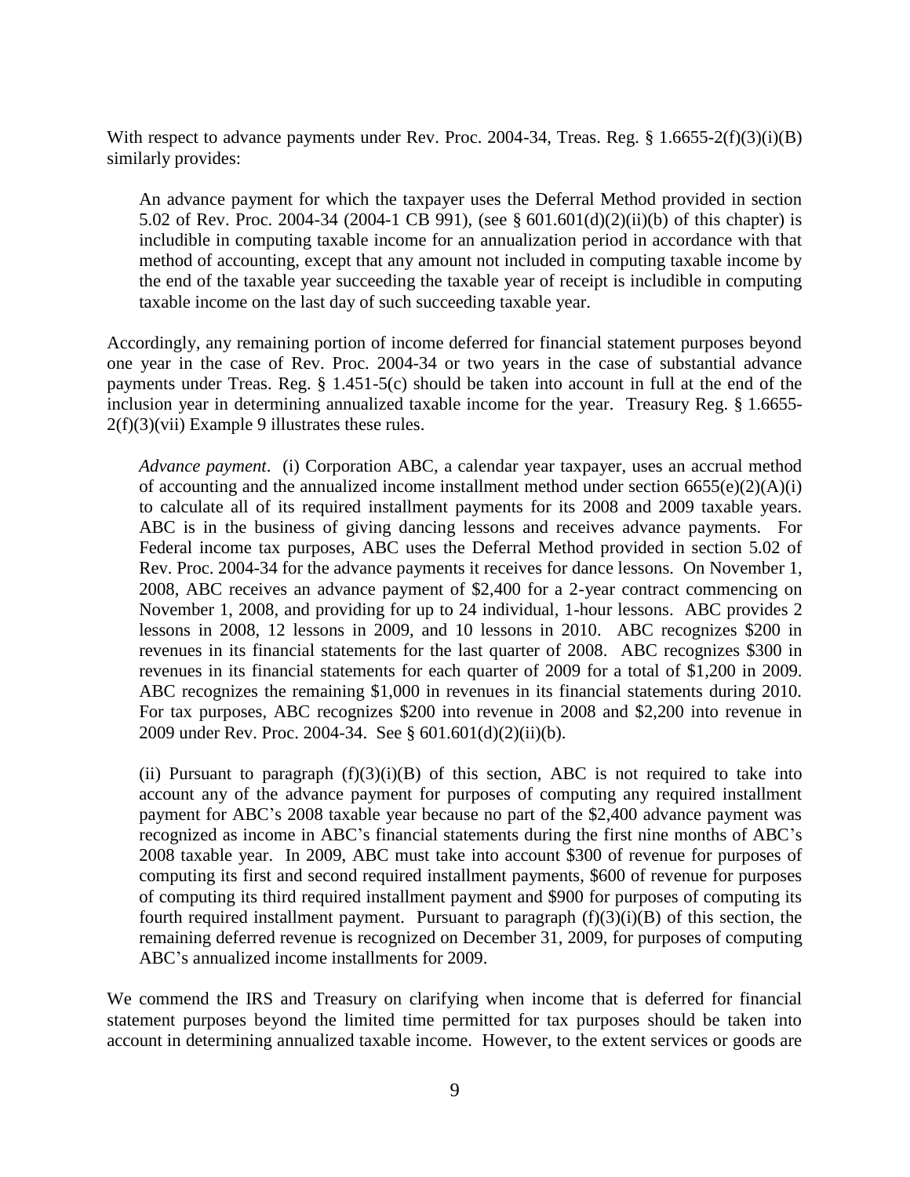With respect to advance payments under Rev. Proc. 2004-34, Treas. Reg. § 1.6655-2(f)(3)(i)(B) similarly provides:

> An advance payment for which the taxpayer uses the Deferral Method provided in section 5.02 of Rev. Proc. 2004-34 (2004-1 CB 991), (see § 601.601(d)(2)(ii)(b) of this chapter) is includible in computing taxable income for an annualization period in accordance with that method of accounting, except that any amount not included in computing taxable income by the end of the taxable year succeeding the taxable year of receipt is includible in computing taxable income on the last day of such succeeding taxable year.

Accordingly, any remaining portion of income deferred for financial statement purposes beyond one year in the case of Rev. Proc. 2004-34 or two years in the case of substantial advance payments under Treas. Reg. § 1.451-5(c) should be taken into account in full at the end of the inclusion year in determining annualized taxable income for the year. Treasury Reg. § 1.6655-2(f)(3)(vii) Example 9 illustrates these rules.

> *Advance payment*. (i) Corporation ABC, a calendar year taxpayer, uses an accrual method of accounting and the annualized income installment method under section 6655(e)(2)(A)(i) to calculate all of its required installment payments for its 2008 and 2009 taxable years. ABC is in the business of giving dancing lessons and receives advance payments. For Federal income tax purposes, ABC uses the Deferral Method provided in section 5.02 of Rev. Proc. 2004-34 for the advance payments it receives for dance lessons. On November 1, 2008, ABC receives an advance payment of $2,400 for a 2-year contract commencing on November 1, 2008, and providing for up to 24 individual, 1-hour lessons. ABC provides 2 lessons in 2008, 12 lessons in 2009, and 10 lessons in 2010. ABC recognizes $200 in revenues in its financial statements for the last quarter of 2008. ABC recognizes $300 in revenues in its financial statements for each quarter of 2009 for a total of $1,200 in 2009. ABC recognizes the remaining $1,000 in revenues in its financial statements during 2010. For tax purposes, ABC recognizes $200 into revenue in 2008 and $2,200 into revenue in 2009 under Rev. Proc. 2004-34. See § 601.601(d)(2)(ii)(b).
>
> (ii) Pursuant to paragraph (f)(3)(i)(B) of this section, ABC is not required to take into account any of the advance payment for purposes of computing any required installment payment for ABC's 2008 taxable year because no part of the $2,400 advance payment was recognized as income in ABC's financial statements during the first nine months of ABC's 2008 taxable year. In 2009, ABC must take into account $300 of revenue for purposes of computing its first and second required installment payments, $600 of revenue for purposes of computing its third required installment payment and $900 for purposes of computing its fourth required installment payment. Pursuant to paragraph (f)(3)(i)(B) of this section, the remaining deferred revenue is recognized on December 31, 2009, for purposes of computing ABC's annualized income installments for 2009.

We commend the IRS and Treasury on clarifying when income that is deferred for financial statement purposes beyond the limited time permitted for tax purposes should be taken into account in determining annualized taxable income. However, to the extent services or goods are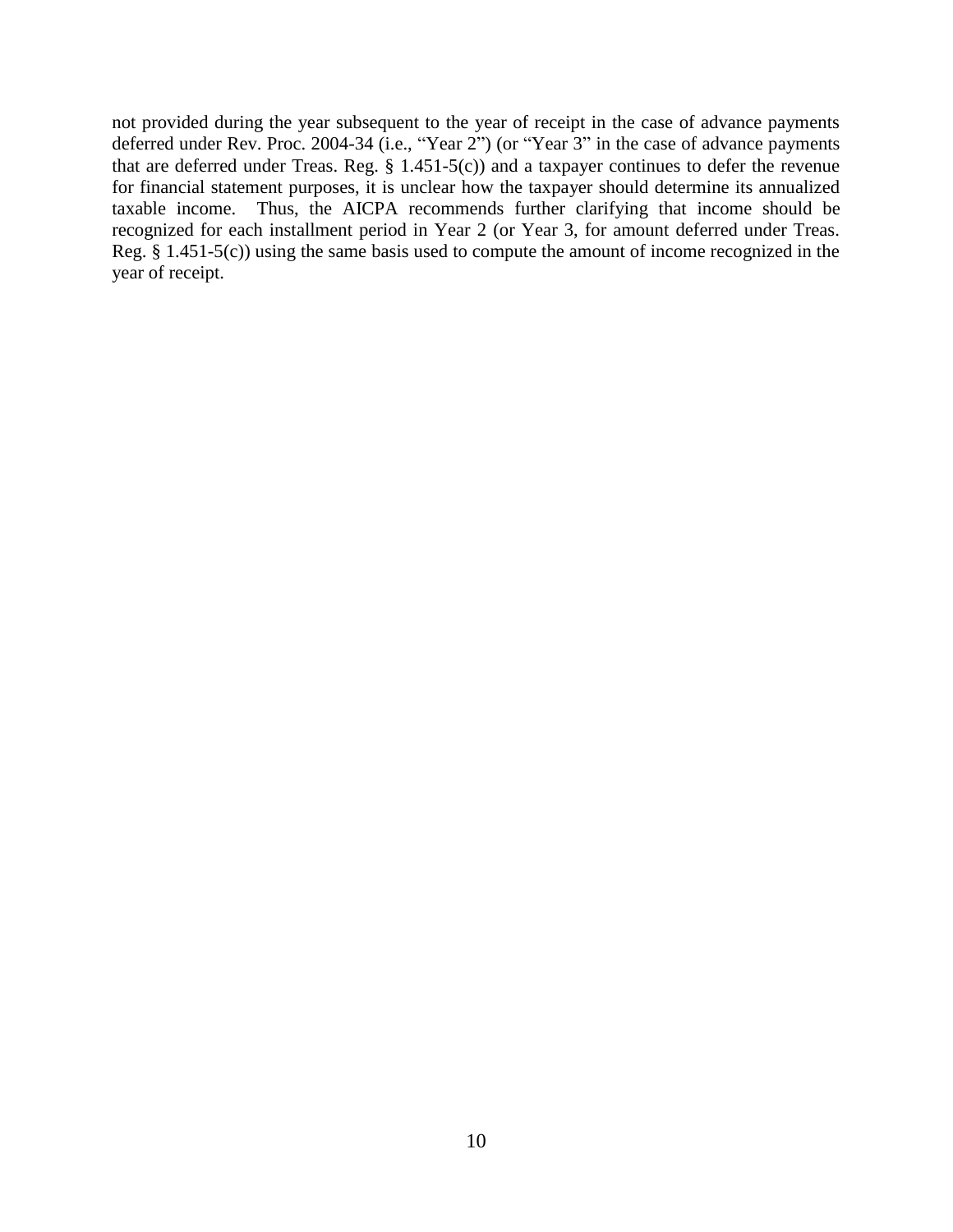not provided during the year subsequent to the year of receipt in the case of advance payments deferred under Rev. Proc. 2004-34 (i.e., “Year 2”) (or “Year 3” in the case of advance payments that are deferred under Treas. Reg. § 1.451-5(c)) and a taxpayer continues to defer the revenue for financial statement purposes, it is unclear how the taxpayer should determine its annualized taxable income. Thus, the AICPA recommends further clarifying that income should be recognized for each installment period in Year 2 (or Year 3, for amount deferred under Treas. Reg. § 1.451-5(c)) using the same basis used to compute the amount of income recognized in the year of receipt.